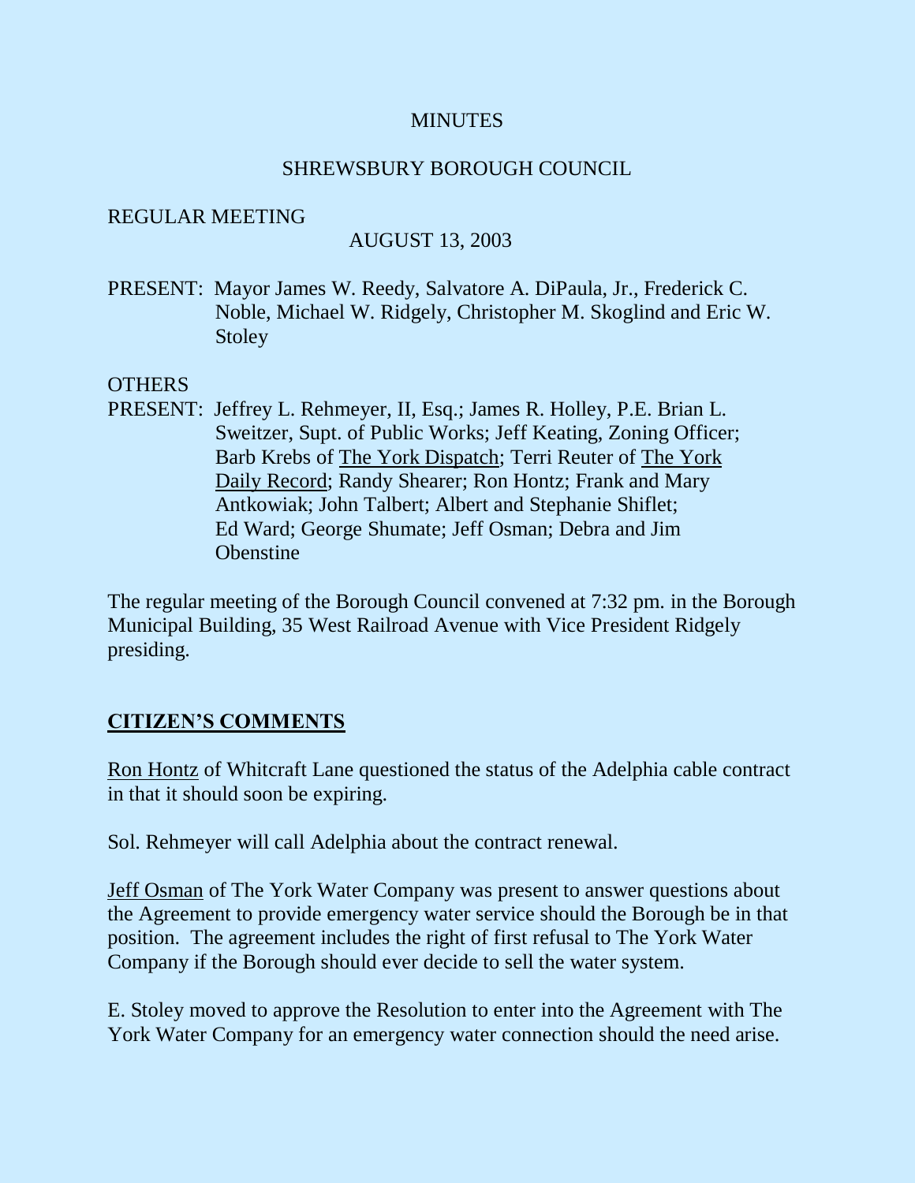MINUTES

SHREWSBURY BOROUGH COUNCIL

REGULAR MEETING

AUGUST 13, 2003

PRESENT: Mayor James W. Reedy, Salvatore A. DiPaula, Jr., Frederick C. Noble, Michael W. Ridgely, Christopher M. Skoglind and Eric W. Stoley

OTHERS
PRESENT: Jeffrey L. Rehmeyer, II, Esq.; James R. Holley, P.E. Brian L. Sweitzer, Supt. of Public Works; Jeff Keating, Zoning Officer; Barb Krebs of The York Dispatch; Terri Reuter of The York Daily Record; Randy Shearer; Ron Hontz; Frank and Mary Antkowiak; John Talbert; Albert and Stephanie Shiflet; Ed Ward; George Shumate; Jeff Osman; Debra and Jim Obenstine

The regular meeting of the Borough Council convened at 7:32 pm. in the Borough Municipal Building, 35 West Railroad Avenue with Vice President Ridgely presiding.

## CITIZEN'S COMMENTS

Ron Hontz of Whitcraft Lane questioned the status of the Adelphia cable contract in that it should soon be expiring.

Sol. Rehmeyer will call Adelphia about the contract renewal.

Jeff Osman of The York Water Company was present to answer questions about the Agreement to provide emergency water service should the Borough be in that position. The agreement includes the right of first refusal to The York Water Company if the Borough should ever decide to sell the water system.

E. Stoley moved to approve the Resolution to enter into the Agreement with The York Water Company for an emergency water connection should the need arise.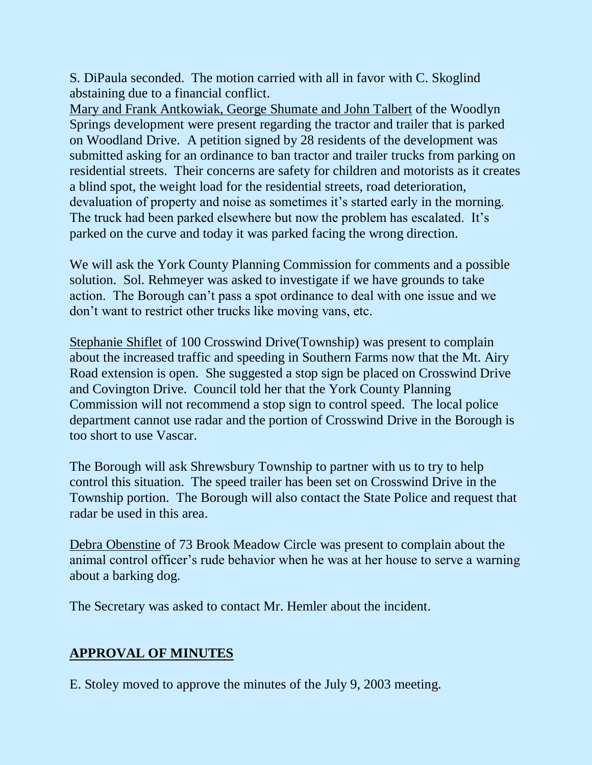S. DiPaula seconded. The motion carried with all in favor with C. Skoglind abstaining due to a financial conflict.

Mary and Frank Antkowiak, George Shumate and John Talbert of the Woodlyn Springs development were present regarding the tractor and trailer that is parked on Woodland Drive. A petition signed by 28 residents of the development was submitted asking for an ordinance to ban tractor and trailer trucks from parking on residential streets. Their concerns are safety for children and motorists as it creates a blind spot, the weight load for the residential streets, road deterioration, devaluation of property and noise as sometimes it's started early in the morning. The truck had been parked elsewhere but now the problem has escalated. It's parked on the curve and today it was parked facing the wrong direction.

We will ask the York County Planning Commission for comments and a possible solution. Sol. Rehmeyer was asked to investigate if we have grounds to take action. The Borough can't pass a spot ordinance to deal with one issue and we don't want to restrict other trucks like moving vans, etc.

Stephanie Shiflet of 100 Crosswind Drive(Township) was present to complain about the increased traffic and speeding in Southern Farms now that the Mt. Airy Road extension is open. She suggested a stop sign be placed on Crosswind Drive and Covington Drive. Council told her that the York County Planning Commission will not recommend a stop sign to control speed. The local police department cannot use radar and the portion of Crosswind Drive in the Borough is too short to use Vascar.

The Borough will ask Shrewsbury Township to partner with us to try to help control this situation. The speed trailer has been set on Crosswind Drive in the Township portion. The Borough will also contact the State Police and request that radar be used in this area.

Debra Obenstine of 73 Brook Meadow Circle was present to complain about the animal control officer's rude behavior when he was at her house to serve a warning about a barking dog.

The Secretary was asked to contact Mr. Hemler about the incident.

## APPROVAL OF MINUTES

E. Stoley moved to approve the minutes of the July 9, 2003 meeting.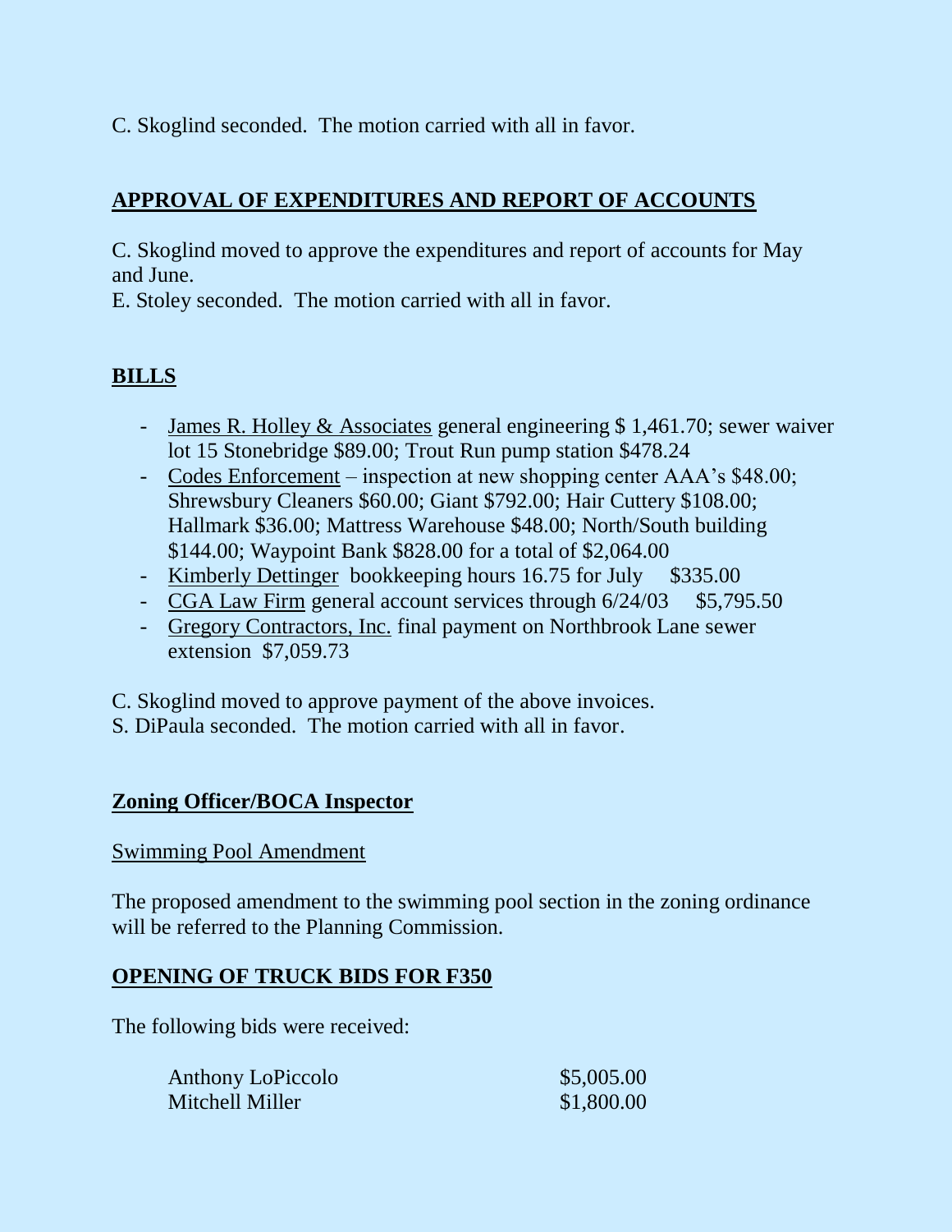C. Skoglind seconded. The motion carried with all in favor.

## APPROVAL OF EXPENDITURES AND REPORT OF ACCOUNTS

C. Skoglind moved to approve the expenditures and report of accounts for May and June.
E. Stoley seconded. The motion carried with all in favor.

## BILLS

- James R. Holley & Associates general engineering $ 1,461.70; sewer waiver lot 15 Stonebridge $89.00; Trout Run pump station $478.24
- Codes Enforcement – inspection at new shopping center AAA's $48.00; Shrewsbury Cleaners $60.00; Giant $792.00; Hair Cuttery $108.00; Hallmark $36.00; Mattress Warehouse $48.00; North/South building $144.00; Waypoint Bank $828.00 for a total of $2,064.00
- Kimberly Dettinger bookkeeping hours 16.75 for July $335.00
- CGA Law Firm general account services through 6/24/03 $5,795.50
- Gregory Contractors, Inc. final payment on Northbrook Lane sewer extension $7,059.73

C. Skoglind moved to approve payment of the above invoices.
S. DiPaula seconded. The motion carried with all in favor.

## Zoning Officer/BOCA Inspector

Swimming Pool Amendment

The proposed amendment to the swimming pool section in the zoning ordinance will be referred to the Planning Commission.

## OPENING OF TRUCK BIDS FOR F350

The following bids were received:

| | |
|---|---|
| Anthony LoPiccolo | $5,005.00 |
| Mitchell Miller | $1,800.00 |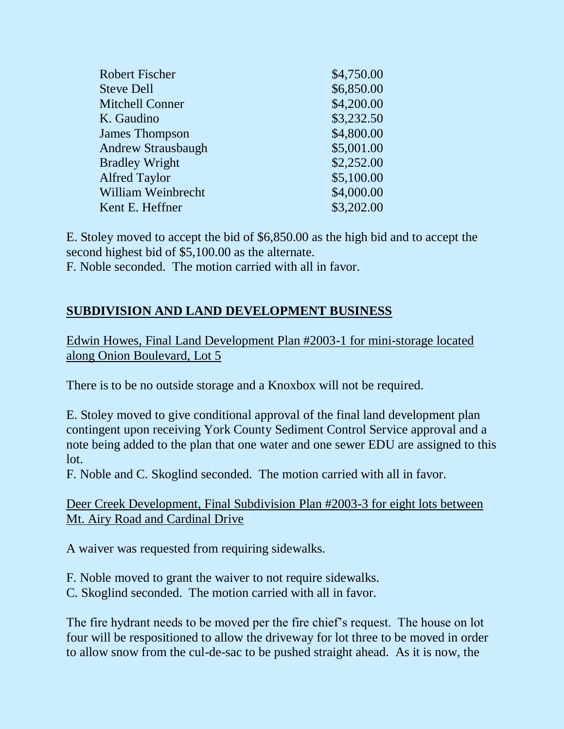| | |
|---|---|
| Robert Fischer | $4,750.00 |
| Steve Dell | $6,850.00 |
| Mitchell Conner | $4,200.00 |
| K. Gaudino | $3,232.50 |
| James Thompson | $4,800.00 |
| Andrew Strausbaugh | $5,001.00 |
| Bradley Wright | $2,252.00 |
| Alfred Taylor | $5,100.00 |
| William Weinbrecht | $4,000.00 |
| Kent E. Heffner | $3,202.00 |

E. Stoley moved to accept the bid of $6,850.00 as the high bid and to accept the second highest bid of $5,100.00 as the alternate.
F. Noble seconded. The motion carried with all in favor.

## SUBDIVISION AND LAND DEVELOPMENT BUSINESS

Edwin Howes, Final Land Development Plan #2003-1 for mini-storage located along Onion Boulevard, Lot 5

There is to be no outside storage and a Knoxbox will not be required.

E. Stoley moved to give conditional approval of the final land development plan contingent upon receiving York County Sediment Control Service approval and a note being added to the plan that one water and one sewer EDU are assigned to this lot.
F. Noble and C. Skoglind seconded. The motion carried with all in favor.

Deer Creek Development, Final Subdivision Plan #2003-3 for eight lots between Mt. Airy Road and Cardinal Drive

A waiver was requested from requiring sidewalks.

F. Noble moved to grant the waiver to not require sidewalks.
C. Skoglind seconded. The motion carried with all in favor.

The fire hydrant needs to be moved per the fire chief's request. The house on lot four will be respositioned to allow the driveway for lot three to be moved in order to allow snow from the cul-de-sac to be pushed straight ahead. As it is now, the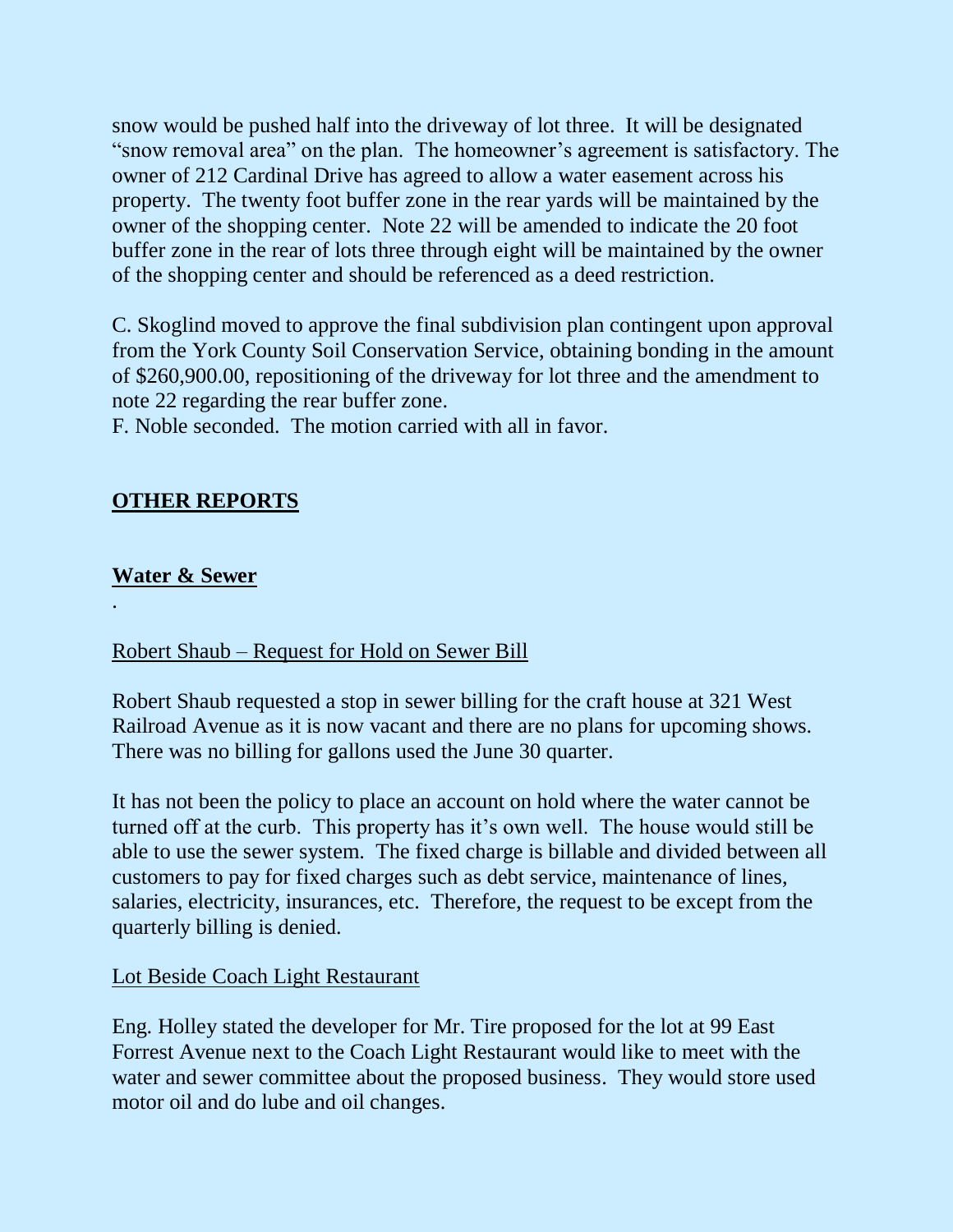snow would be pushed half into the driveway of lot three. It will be designated "snow removal area" on the plan. The homeowner's agreement is satisfactory. The owner of 212 Cardinal Drive has agreed to allow a water easement across his property. The twenty foot buffer zone in the rear yards will be maintained by the owner of the shopping center. Note 22 will be amended to indicate the 20 foot buffer zone in the rear of lots three through eight will be maintained by the owner of the shopping center and should be referenced as a deed restriction.

C. Skoglind moved to approve the final subdivision plan contingent upon approval from the York County Soil Conservation Service, obtaining bonding in the amount of $260,900.00, repositioning of the driveway for lot three and the amendment to note 22 regarding the rear buffer zone.
F. Noble seconded. The motion carried with all in favor.

## **OTHER REPORTS**

### **Water & Sewer**

.

Robert Shaub – Request for Hold on Sewer Bill

Robert Shaub requested a stop in sewer billing for the craft house at 321 West Railroad Avenue as it is now vacant and there are no plans for upcoming shows. There was no billing for gallons used the June 30 quarter.

It has not been the policy to place an account on hold where the water cannot be turned off at the curb. This property has it's own well. The house would still be able to use the sewer system. The fixed charge is billable and divided between all customers to pay for fixed charges such as debt service, maintenance of lines, salaries, electricity, insurances, etc. Therefore, the request to be except from the quarterly billing is denied.

Lot Beside Coach Light Restaurant

Eng. Holley stated the developer for Mr. Tire proposed for the lot at 99 East Forrest Avenue next to the Coach Light Restaurant would like to meet with the water and sewer committee about the proposed business. They would store used motor oil and do lube and oil changes.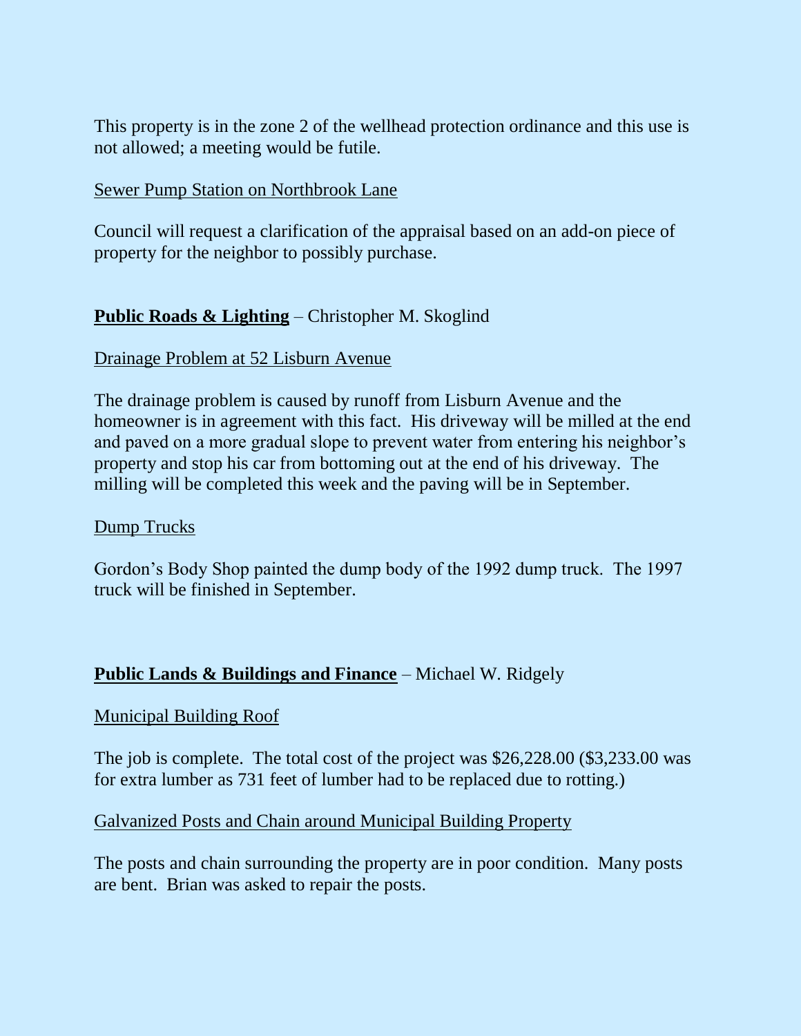This property is in the zone 2 of the wellhead protection ordinance and this use is not allowed; a meeting would be futile.

Sewer Pump Station on Northbrook Lane

Council will request a clarification of the appraisal based on an add-on piece of property for the neighbor to possibly purchase.

**Public Roads & Lighting** – Christopher M. Skoglind

Drainage Problem at 52 Lisburn Avenue

The drainage problem is caused by runoff from Lisburn Avenue and the homeowner is in agreement with this fact. His driveway will be milled at the end and paved on a more gradual slope to prevent water from entering his neighbor's property and stop his car from bottoming out at the end of his driveway. The milling will be completed this week and the paving will be in September.

Dump Trucks

Gordon's Body Shop painted the dump body of the 1992 dump truck. The 1997 truck will be finished in September.

**Public Lands & Buildings and Finance** – Michael W. Ridgely

Municipal Building Roof

The job is complete. The total cost of the project was $26,228.00 ($3,233.00 was for extra lumber as 731 feet of lumber had to be replaced due to rotting.)

Galvanized Posts and Chain around Municipal Building Property

The posts and chain surrounding the property are in poor condition. Many posts are bent. Brian was asked to repair the posts.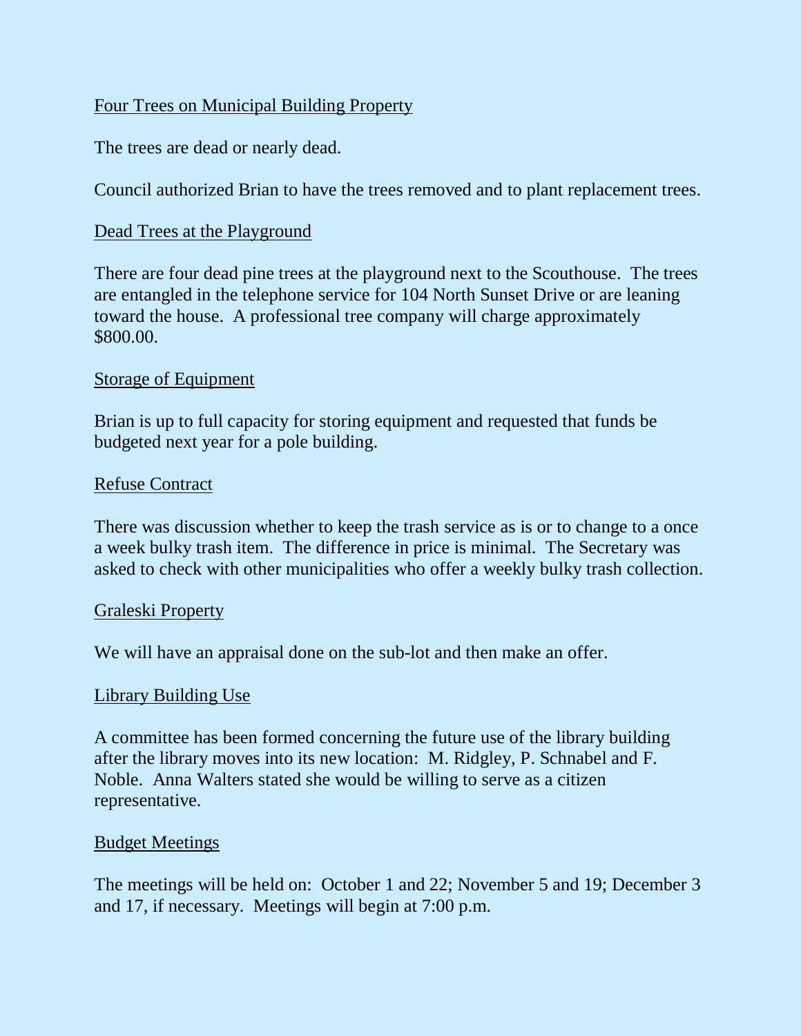Four Trees on Municipal Building Property

The trees are dead or nearly dead.

Council authorized Brian to have the trees removed and to plant replacement trees.

Dead Trees at the Playground

There are four dead pine trees at the playground next to the Scouthouse. The trees are entangled in the telephone service for 104 North Sunset Drive or are leaning toward the house. A professional tree company will charge approximately $800.00.

Storage of Equipment

Brian is up to full capacity for storing equipment and requested that funds be budgeted next year for a pole building.

Refuse Contract

There was discussion whether to keep the trash service as is or to change to a once a week bulky trash item. The difference in price is minimal. The Secretary was asked to check with other municipalities who offer a weekly bulky trash collection.

Graleski Property

We will have an appraisal done on the sub-lot and then make an offer.

Library Building Use

A committee has been formed concerning the future use of the library building after the library moves into its new location: M. Ridgley, P. Schnabel and F. Noble. Anna Walters stated she would be willing to serve as a citizen representative.

Budget Meetings

The meetings will be held on: October 1 and 22; November 5 and 19; December 3 and 17, if necessary. Meetings will begin at 7:00 p.m.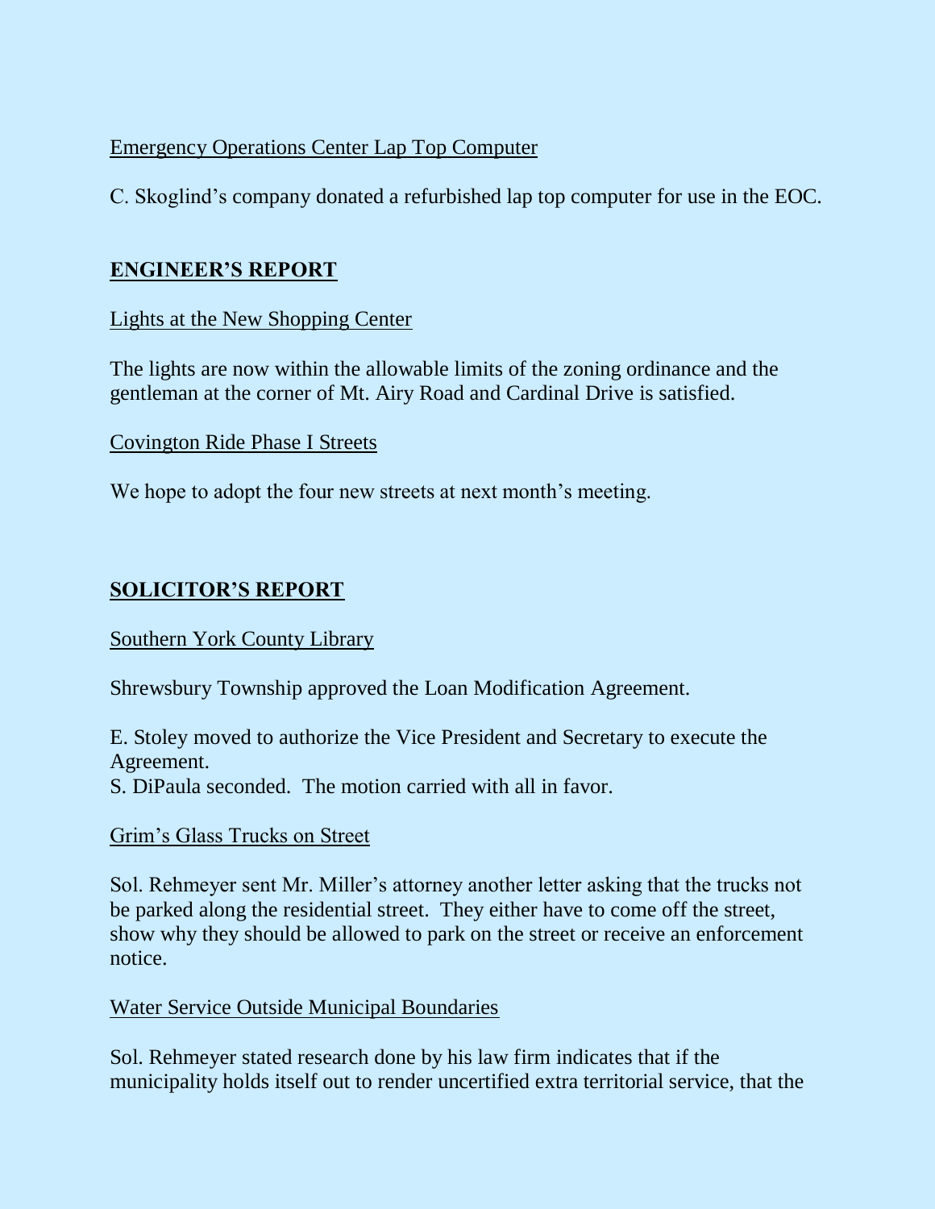Emergency Operations Center Lap Top Computer

C. Skoglind's company donated a refurbished lap top computer for use in the EOC.

## ENGINEER'S REPORT

Lights at the New Shopping Center

The lights are now within the allowable limits of the zoning ordinance and the gentleman at the corner of Mt. Airy Road and Cardinal Drive is satisfied.

Covington Ride Phase I Streets

We hope to adopt the four new streets at next month's meeting.

## SOLICITOR'S REPORT

Southern York County Library

Shrewsbury Township approved the Loan Modification Agreement.

E. Stoley moved to authorize the Vice President and Secretary to execute the Agreement.
S. DiPaula seconded. The motion carried with all in favor.

Grim's Glass Trucks on Street

Sol. Rehmeyer sent Mr. Miller's attorney another letter asking that the trucks not be parked along the residential street. They either have to come off the street, show why they should be allowed to park on the street or receive an enforcement notice.

Water Service Outside Municipal Boundaries

Sol. Rehmeyer stated research done by his law firm indicates that if the municipality holds itself out to render uncertified extra territorial service, that the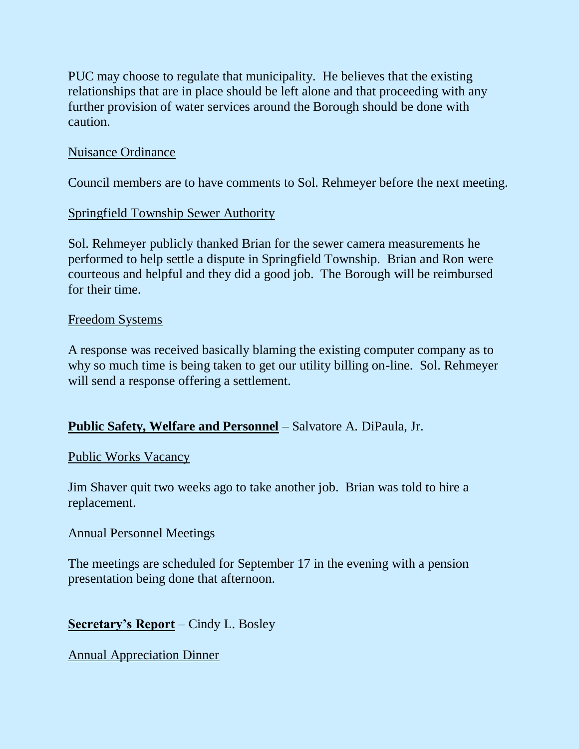PUC may choose to regulate that municipality. He believes that the existing relationships that are in place should be left alone and that proceeding with any further provision of water services around the Borough should be done with caution.

Nuisance Ordinance

Council members are to have comments to Sol. Rehmeyer before the next meeting.

Springfield Township Sewer Authority

Sol. Rehmeyer publicly thanked Brian for the sewer camera measurements he performed to help settle a dispute in Springfield Township. Brian and Ron were courteous and helpful and they did a good job. The Borough will be reimbursed for their time.

Freedom Systems

A response was received basically blaming the existing computer company as to why so much time is being taken to get our utility billing on-line. Sol. Rehmeyer will send a response offering a settlement.

**Public Safety, Welfare and Personnel** – Salvatore A. DiPaula, Jr.

Public Works Vacancy

Jim Shaver quit two weeks ago to take another job. Brian was told to hire a replacement.

Annual Personnel Meetings

The meetings are scheduled for September 17 in the evening with a pension presentation being done that afternoon.

**Secretary's Report** – Cindy L. Bosley

Annual Appreciation Dinner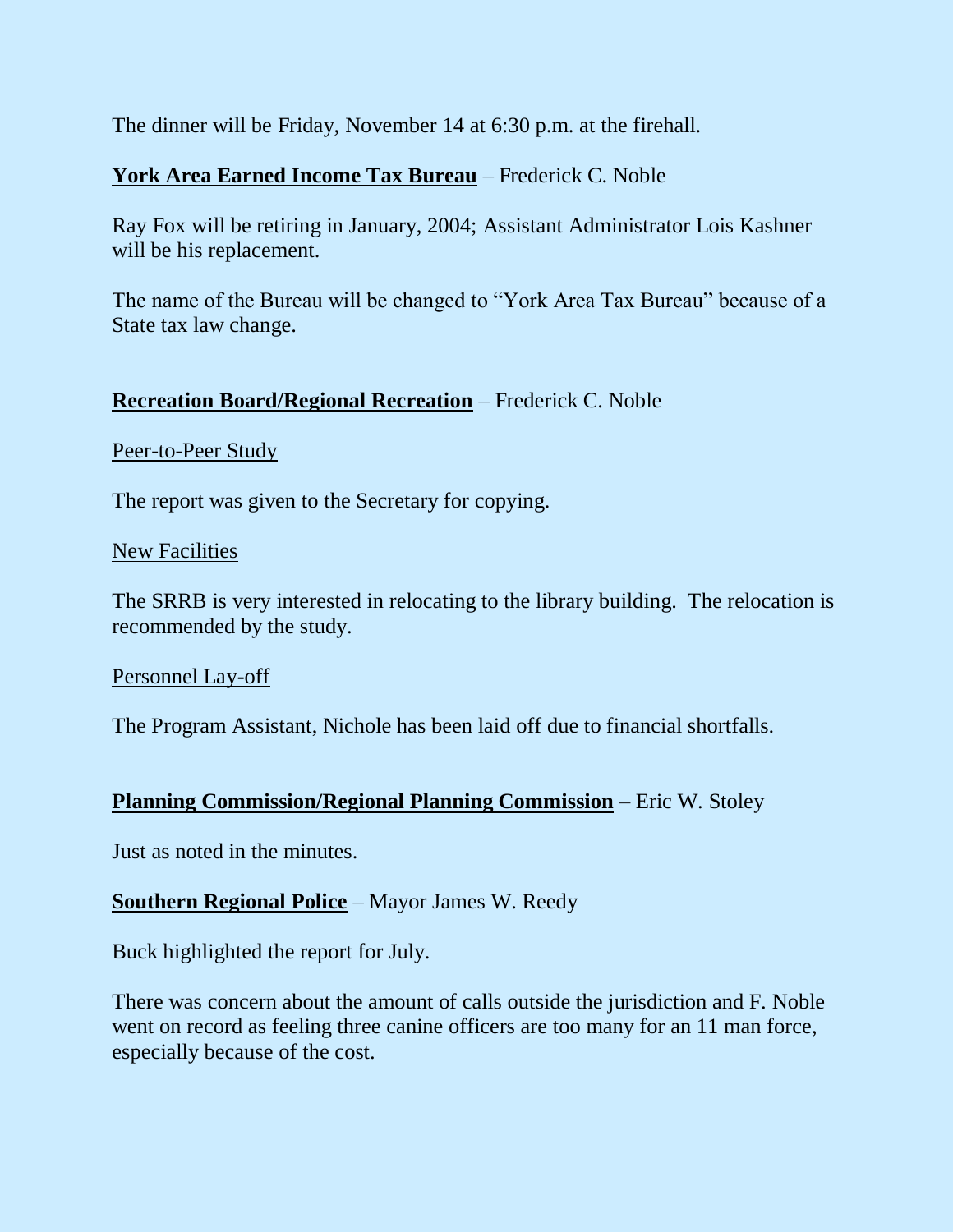The dinner will be Friday, November 14 at 6:30 p.m. at the firehall.

**York Area Earned Income Tax Bureau** – Frederick C. Noble

Ray Fox will be retiring in January, 2004; Assistant Administrator Lois Kashner will be his replacement.

The name of the Bureau will be changed to "York Area Tax Bureau" because of a State tax law change.

**Recreation Board/Regional Recreation** – Frederick C. Noble

Peer-to-Peer Study

The report was given to the Secretary for copying.

New Facilities

The SRRB is very interested in relocating to the library building. The relocation is recommended by the study.

Personnel Lay-off

The Program Assistant, Nichole has been laid off due to financial shortfalls.

**Planning Commission/Regional Planning Commission** – Eric W. Stoley

Just as noted in the minutes.

**Southern Regional Police** – Mayor James W. Reedy

Buck highlighted the report for July.

There was concern about the amount of calls outside the jurisdiction and F. Noble went on record as feeling three canine officers are too many for an 11 man force, especially because of the cost.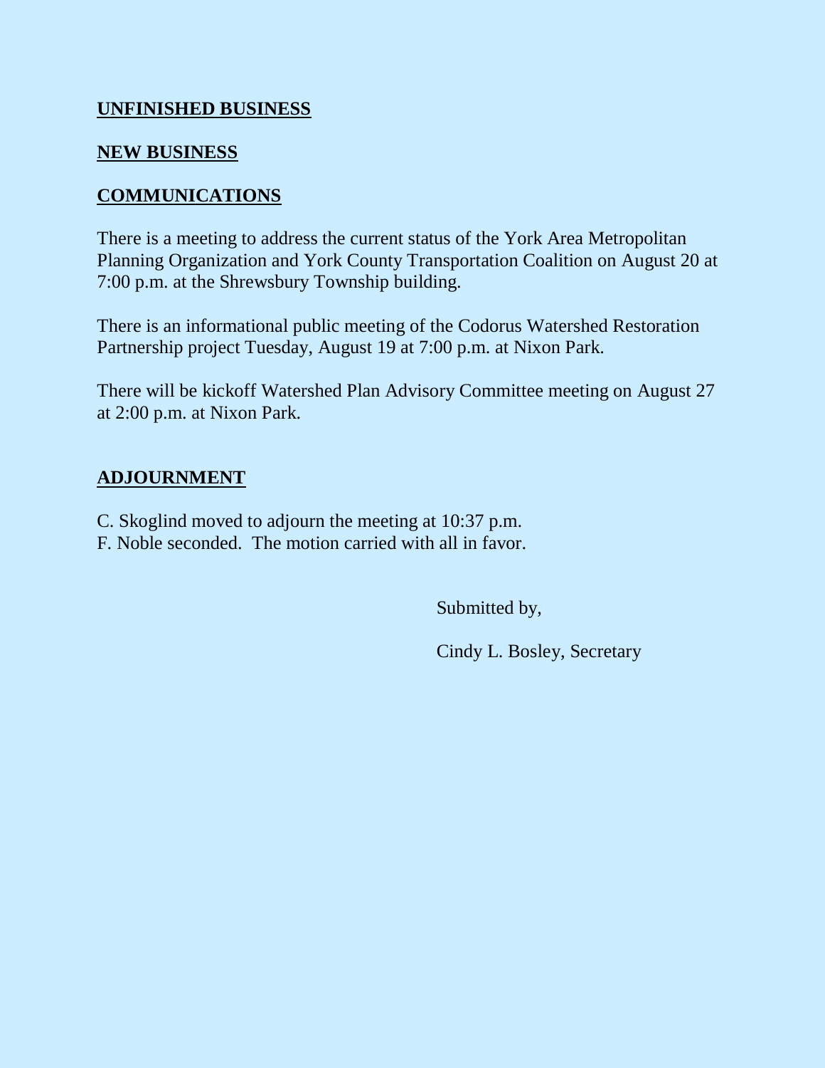**UNFINISHED BUSINESS**

**NEW BUSINESS**

**COMMUNICATIONS**

There is a meeting to address the current status of the York Area Metropolitan Planning Organization and York County Transportation Coalition on August 20 at 7:00 p.m. at the Shrewsbury Township building.

There is an informational public meeting of the Codorus Watershed Restoration Partnership project Tuesday, August 19 at 7:00 p.m. at Nixon Park.

There will be kickoff Watershed Plan Advisory Committee meeting on August 27 at 2:00 p.m. at Nixon Park.

**ADJOURNMENT**

C. Skoglind moved to adjourn the meeting at 10:37 p.m.
F. Noble seconded. The motion carried with all in favor.

Submitted by,

Cindy L. Bosley, Secretary